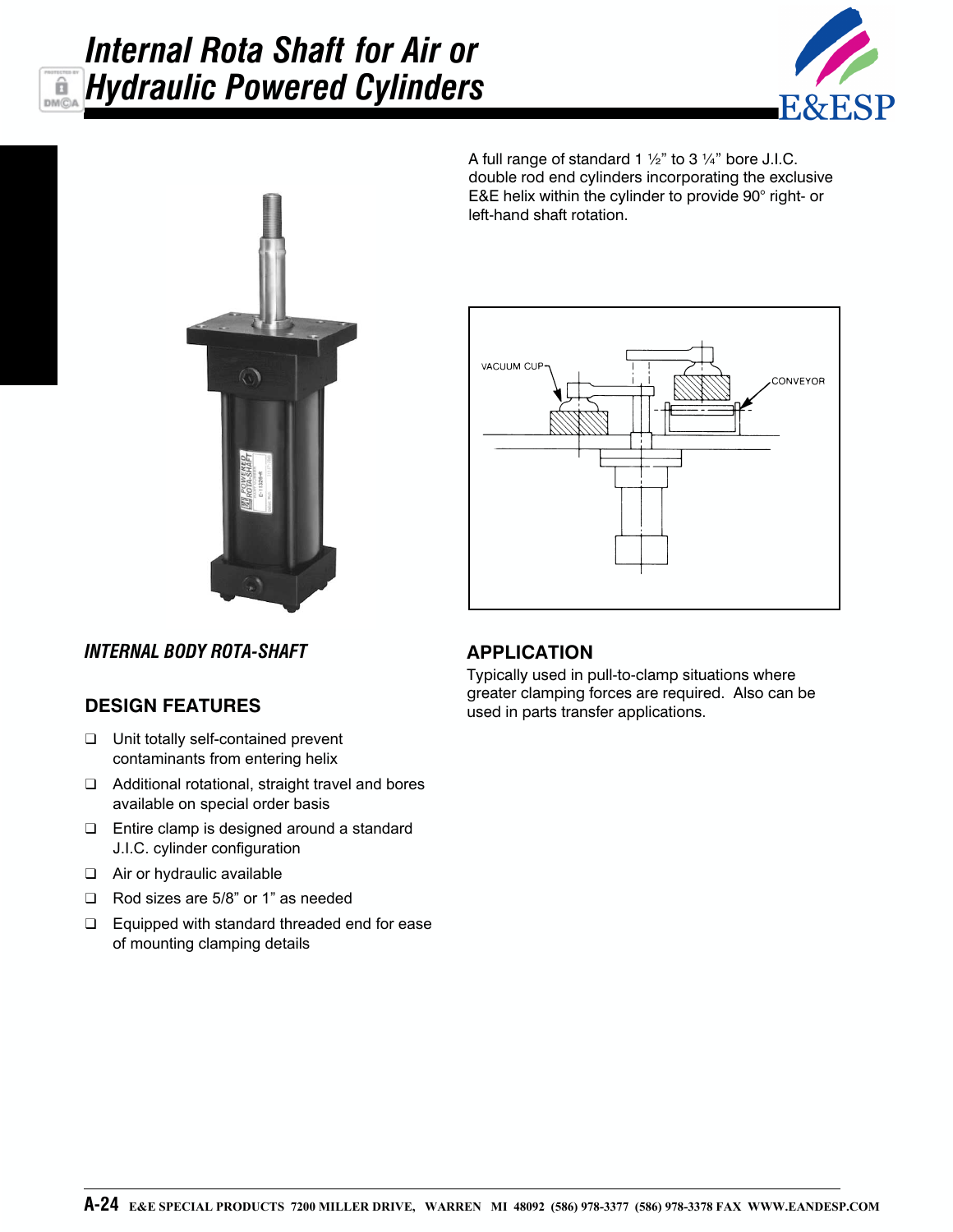# Internal Rota Shaft for Air or Hydraulic Powered Cylinders

A full range of standard 1 ½" to 3 ¼" bore J.I.C. double rod end cylinders incorporating the exclusive E&E helix within the cylinder to provide 90° right- or left-hand shaft rotation.

*INTERNAL BODY ROTA-SHAFT*

## DESIGN FEATURES

- ❑ Unit totally self-contained prevent contaminants from entering helix
- ❑ Additional rotational, straight travel and bores available on special order basis
- ❑ Entire clamp is designed around a standard J.I.C. cylinder configuration
- ❑ Air or hydraulic available
- ❑ Rod sizes are 5/8" or 1" as needed
- ❑ Equipped with standard threaded end for ease of mounting clamping details

## APPLICATION

Typically used in pull-to-clamp situations where greater clamping forces are required. Also can be used in parts transfer applications.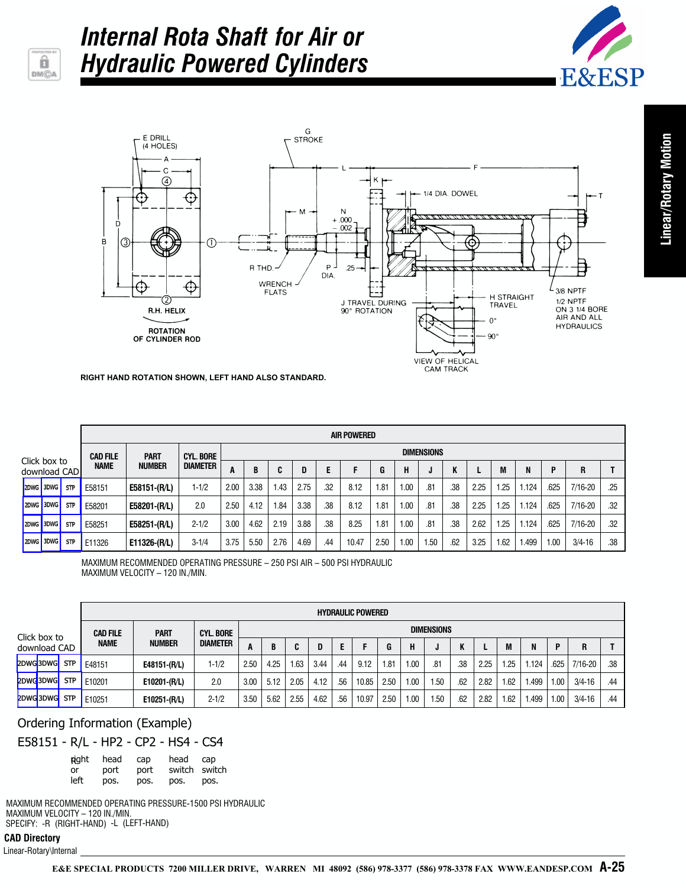# Internal Rota Shaft for Air or Hydraulic Powered Cylinders

E&ESP

Linear/Rotary Motion

E DRILL (4 HOLES)
A
C
D
B
R.H. HELIX
ROTATION OF CYLINDER ROD
G STROKE
L
K
F
1/4 DIA. DOWEL
T
M
N +.000 −.002
R THD.
P DIA.
.25
WRENCH FLATS
J TRAVEL DURING 90° ROTATION
H STRAIGHT TRAVEL
0°
90°
VIEW OF HELICAL CAM TRACK
3/8 NPTF
1/2 NPTF ON 3 1/4 BORE AIR AND ALL HYDRAULICS

**RIGHT HAND ROTATION SHOWN, LEFT HAND ALSO STANDARD.**

### AIR POWERED

| Click box to download CAD | | | CAD FILE NAME | PART NUMBER | CYL. BORE DIAMETER | A | B | C | D | E | F | G | H | J | K | L | M | N | P | R | T |
|---|---|---|---|---|---|---|---|---|---|---|---|---|---|---|---|---|---|---|---|---|---|
| 2DWG | 3DWG | STP | E58151 | **E58151-(R/L)** | 1-1/2 | 2.00 | 3.38 | 1.43 | 2.75 | .32 | 8.12 | 1.81 | 1.00 | .81 | .38 | 2.25 | 1.25 | 1.124 | .625 | 7/16-20 | .25 |
| 2DWG | 3DWG | STP | E58201 | **E58201-(R/L)** | 2.0 | 2.50 | 4.12 | 1.84 | 3.38 | .38 | 8.12 | 1.81 | 1.00 | .81 | .38 | 2.25 | 1.25 | 1.124 | .625 | 7/16-20 | .32 |
| 2DWG | 3DWG | STP | E58251 | **E58251-(R/L)** | 2-1/2 | 3.00 | 4.62 | 2.19 | 3.88 | .38 | 8.25 | 1.81 | 1.00 | .81 | .38 | 2.62 | 1.25 | 1.124 | .625 | 7/16-20 | .32 |
| 2DWG | 3DWG | STP | E11326 | **E11326-(R/L)** | 3-1/4 | 3.75 | 5.50 | 2.76 | 4.69 | .44 | 10.47 | 2.50 | 1.00 | 1.50 | .62 | 3.25 | 1.62 | 1.499 | 1.00 | 3/4-16 | .38 |

MAXIMUM RECOMMENDED OPERATING PRESSURE – 250 PSI AIR – 500 PSI HYDRAULIC
MAXIMUM VELOCITY – 120 IN./MIN.

### HYDRAULIC POWERED

| Click box to download CAD | | | CAD FILE NAME | PART NUMBER | CYL. BORE DIAMETER | A | B | C | D | E | F | G | H | J | K | L | M | N | P | R | T |
|---|---|---|---|---|---|---|---|---|---|---|---|---|---|---|---|---|---|---|---|---|---|
| 2DWG | 3DWG | STP | E48151 | **E48151-(R/L)** | 1-1/2 | 2.50 | 4.25 | 1.63 | 3.44 | .44 | 9.12 | 1.81 | 1.00 | .81 | .38 | 2.25 | 1.25 | 1.124 | .625 | 7/16-20 | .38 |
| 2DWG | 3DWG | STP | E10201 | **E10201-(R/L)** | 2.0 | 3.00 | 5.12 | 2.05 | 4.12 | .56 | 10.85 | 2.50 | 1.00 | 1.50 | .62 | 2.82 | 1.62 | 1.499 | 1.00 | 3/4-16 | .44 |
| 2DWG | 3DWG | STP | E10251 | **E10251-(R/L)** | 2-1/2 | 3.50 | 5.62 | 2.55 | 4.62 | .56 | 10.97 | 2.50 | 1.00 | 1.50 | .62 | 2.82 | 1.62 | 1.499 | 1.00 | 3/4-16 | .44 |

## Ordering Information (Example)

E58151 - R/L - HP2 - CP2 - HS4 - CS4

| right or left | head port pos. | cap port pos. | head switch pos. | cap switch pos. |
|---|---|---|---|---|

MAXIMUM RECOMMENDED OPERATING PRESSURE-1500 PSI HYDRAULIC
MAXIMUM VELOCITY – 120 IN./MIN.
SPECIFY: -R (RIGHT-HAND) -L (LEFT-HAND)

**CAD Directory**
Linear-Rotary\Internal

E&E SPECIAL PRODUCTS 7200 MILLER DRIVE, WARREN MI 48092 (586) 978-3377 (586) 978-3378 FAX WWW.EANDESP.COM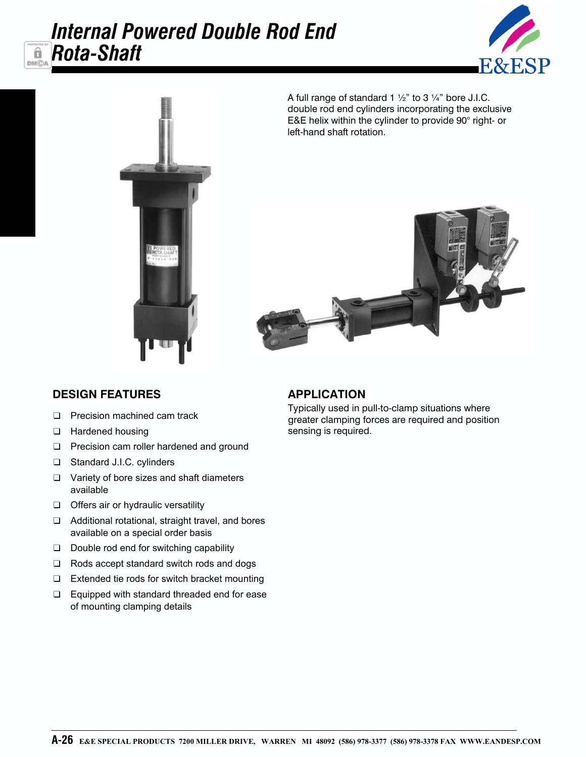# Internal Powered Double Rod End Rota-Shaft

A full range of standard 1 ½" to 3 ¼" bore J.I.C. double rod end cylinders incorporating the exclusive E&E helix within the cylinder to provide 90° right- or left-hand shaft rotation.

## DESIGN FEATURES

- Precision machined cam track
- Hardened housing
- Precision cam roller hardened and ground
- Standard J.I.C. cylinders
- Variety of bore sizes and shaft diameters available
- Offers air or hydraulic versatility
- Additional rotational, straight travel, and bores available on a special order basis
- Double rod end for switching capability
- Rods accept standard switch rods and dogs
- Extended tie rods for switch bracket mounting
- Equipped with standard threaded end for ease of mounting clamping details

## APPLICATION

Typically used in pull-to-clamp situations where greater clamping forces are required and position sensing is required.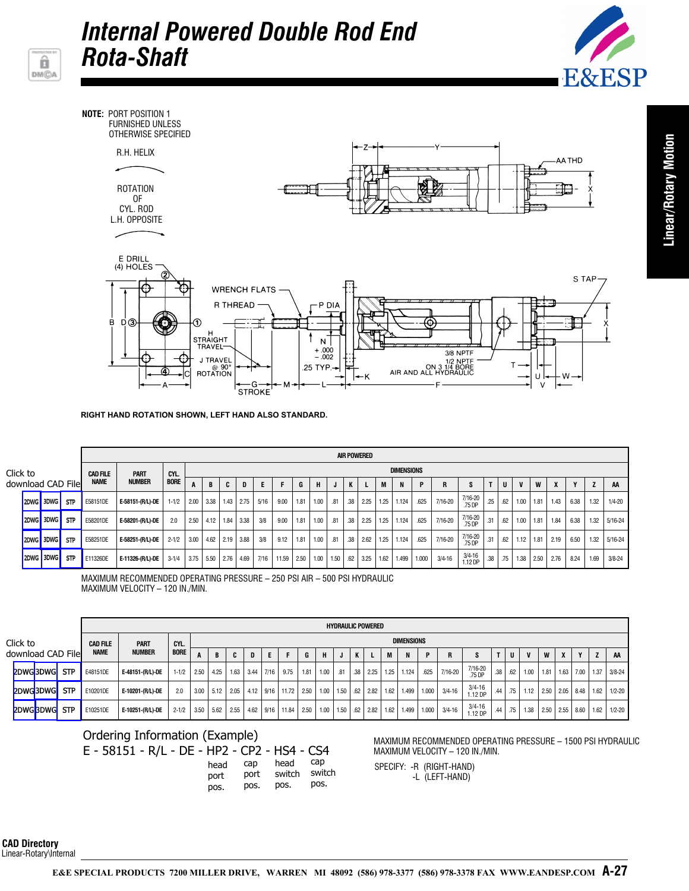# Internal Powered Double Rod End Rota-Shaft

Linear/Rotary Motion

NOTE: PORT POSITION 1 FURNISHED UNLESS OTHERWISE SPECIFIED

R.H. HELIX

ROTATION OF CYL. ROD L.H. OPPOSITE

E DRILL (4) HOLES

WRENCH FLATS

R THREAD

P DIA

H STRAIGHT TRAVEL

J TRAVEL @ 90° ROTATION

N + .000 – .002

.25 TYP.

S TAP

AA THD

3/8 NPTF

1/2 NPTF ON 3 1/4 BORE AIR AND ALL HYDRAULIC

G STROKE

RIGHT HAND ROTATION SHOWN, LEFT HAND ALSO STANDARD.

Click to download CAD File

**AIR POWERED**

| CAD File | | | CAD FILE NAME | PART NUMBER | CYL. BORE | A | B | C | D | E | F | G | H | J | K | L | M | N | P | R | S | T | U | V | W | X | Y | Z | AA |
|---|---|---|---|---|---|---|---|---|---|---|---|---|---|---|---|---|---|---|---|---|---|---|---|---|---|---|---|---|---|
| 2DWG | 3DWG | STP | E58151DE | E-58151-(R/L)-DE | 1-1/2 | 2.00 | 3.38 | 1.43 | 2.75 | 5/16 | 9.00 | 1.81 | 1.00 | .81 | .38 | 2.25 | 1.25 | 1.124 | .625 | 7/16-20 | 7/16-20 .75 DP | .25 | .62 | 1.00 | 1.81 | 1.43 | 6.38 | 1.32 | 1/4-20 |
| 2DWG | 3DWG | STP | E58201DE | E-58201-(R/L)-DE | 2.0 | 2.50 | 4.12 | 1.84 | 3.38 | 3/8 | 9.00 | 1.81 | 1.00 | .81 | .38 | 2.25 | 1.25 | 1.124 | .625 | 7/16-20 | 7/16-20 .75 DP | .31 | .62 | 1.00 | 1.81 | 1.84 | 6.38 | 1.32 | 5/16-24 |
| 2DWG | 3DWG | STP | E58251DE | E-58251-(R/L)-DE | 2-1/2 | 3.00 | 4.62 | 2.19 | 3.88 | 3/8 | 9.12 | 1.81 | 1.00 | .81 | .38 | 2.62 | 1.25 | 1.124 | .625 | 7/16-20 | 7/16-20 .75 DP | .31 | .62 | 1.12 | 1.81 | 2.19 | 6.50 | 1.32 | 5/16-24 |
| 2DWG | 3DWG | STP | E11326DE | E-11326-(R/L)-DE | 3-1/4 | 3.75 | 5.50 | 2.76 | 4.69 | 7/16 | 11.59 | 2.50 | 1.00 | 1.50 | .62 | 3.25 | 1.62 | 1.499 | 1.000 | 3/4-16 | 3/4-16 1.12 DP | .38 | .75 | 1.38 | 2.50 | 2.76 | 8.24 | 1.69 | 3/8-24 |

MAXIMUM RECOMMENDED OPERATING PRESSURE – 250 PSI AIR – 500 PSI HYDRAULIC
MAXIMUM VELOCITY – 120 IN./MIN.

Click to download CAD File

**HYDRAULIC POWERED**

| CAD File | | | CAD FILE NAME | PART NUMBER | CYL. BORE | A | B | C | D | E | F | G | H | J | K | L | M | N | P | R | S | T | U | V | W | X | Y | Z | AA |
|---|---|---|---|---|---|---|---|---|---|---|---|---|---|---|---|---|---|---|---|---|---|---|---|---|---|---|---|---|---|
| 2DWG | 3DWG | STP | E48151DE | E-48151-(R/L)-DE | 1-1/2 | 2.50 | 4.25 | 1.63 | 3.44 | 7/16 | 9.75 | 1.81 | 1.00 | .81 | .38 | 2.25 | 1.25 | 1.124 | .625 | 7/16-20 | 7/16-20 .75 DP | .38 | .62 | 1.00 | 1.81 | 1.63 | 7.00 | 1.37 | 3/8-24 |
| 2DWG | 3DWG | STP | E10201DE | E-10201-(R/L)-DE | 2.0 | 3.00 | 5.12 | 2.05 | 4.12 | 9/16 | 11.72 | 2.50 | 1.00 | 1.50 | .62 | 2.82 | 1.62 | 1.499 | 1.000 | 3/4-16 | 3/4-16 1.12 DP | .44 | .75 | 1.12 | 2.50 | 2.05 | 8.48 | 1.62 | 1/2-20 |
| 2DWG | 3DWG | STP | E10251DE | E-10251-(R/L)-DE | 2-1/2 | 3.50 | 5.62 | 2.55 | 4.62 | 9/16 | 11.84 | 2.50 | 1.00 | 1.50 | .62 | 2.82 | 1.62 | 1.499 | 1.000 | 3/4-16 | 3/4-16 1.12 DP | .44 | .75 | 1.38 | 2.50 | 2.55 | 8.60 | 1.62 | 1/2-20 |

## Ordering Information (Example)

E - 58151 - R/L - DE - HP2 - CP2 - HS4 - CS4

HP2 = head port pos., CP2 = cap port pos., HS4 = head switch pos., CS4 = cap switch pos.

MAXIMUM RECOMMENDED OPERATING PRESSURE – 1500 PSI HYDRAULIC
MAXIMUM VELOCITY – 120 IN./MIN.

SPECIFY: -R (RIGHT-HAND)
-L (LEFT-HAND)

**CAD Directory**
Linear-Rotary\Internal

E&E SPECIAL PRODUCTS 7200 MILLER DRIVE, WARREN MI 48092 (586) 978-3377 (586) 978-3378 FAX WWW.EANDESP.COM